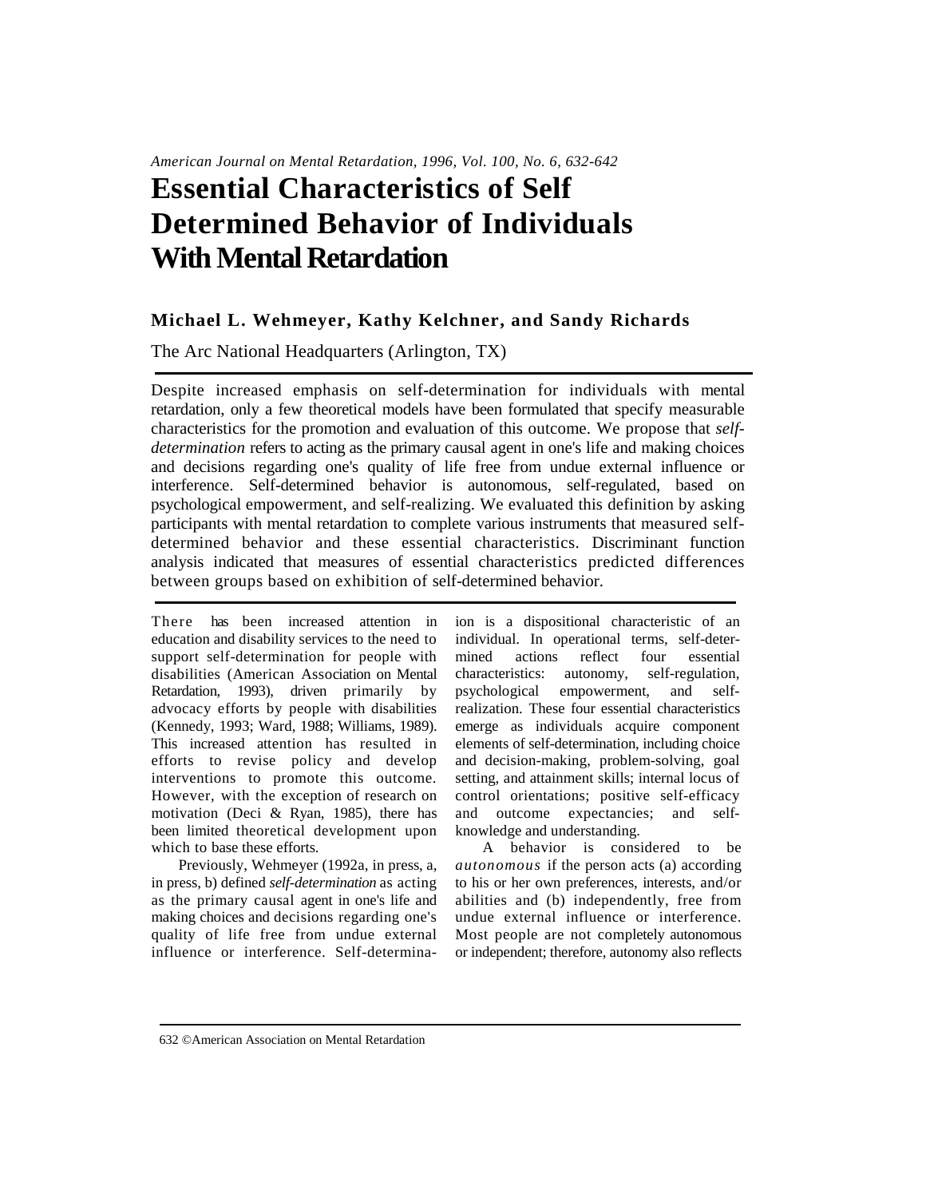# Essential Characteristics of Self Determined Behavior of Individuals With Mental Retardation

**Michael L. Wehmeyer, Kathy Kelchner, and Sandy Richards**

The Arc National Headquarters (Arlington, TX)

Despite increased emphasis on self-determination for individuals with mental retardation, only a few theoretical models have been formulated that specify measurable characteristics for the promotion and evaluation of this outcome. We propose that *self-determination* refers to acting as the primary causal agent in one's life and making choices and decisions regarding one's quality of life free from undue external influence or interference. Self-determined behavior is autonomous, self-regulated, based on psychological empowerment, and self-realizing. We evaluated this definition by asking participants with mental retardation to complete various instruments that measured self-determined behavior and these essential characteristics. Discriminant function analysis indicated that measures of essential characteristics predicted differences between groups based on exhibition of self-determined behavior.

There has been increased attention in education and disability services to the need to support self-determination for people with disabilities (American Association on Mental Retardation, 1993), driven primarily by advocacy efforts by people with disabilities (Kennedy, 1993; Ward, 1988; Williams, 1989). This increased attention has resulted in efforts to revise policy and develop interventions to promote this outcome. However, with the exception of research on motivation (Deci & Ryan, 1985), there has been limited theoretical development upon which to base these efforts.

Previously, Wehmeyer (1992a, in press, a, in press, b) defined *self-determination* as acting as the primary causal agent in one's life and making choices and decisions regarding one's quality of life free from undue external influence or interference. Self-determination is a dispositional characteristic of an individual. In operational terms, self-determined actions reflect four essential characteristics: autonomy, self-regulation, psychological empowerment, and self-realization. These four essential characteristics emerge as individuals acquire component elements of self-determination, including choice and decision-making, problem-solving, goal setting, and attainment skills; internal locus of control orientations; positive self-efficacy and outcome expectancies; and self-knowledge and understanding.

A behavior is considered to be *autonomous* if the person acts (a) according to his or her own preferences, interests, and/or abilities and (b) independently, free from undue external influence or interference. Most people are not completely autonomous or independent; therefore, autonomy also reflects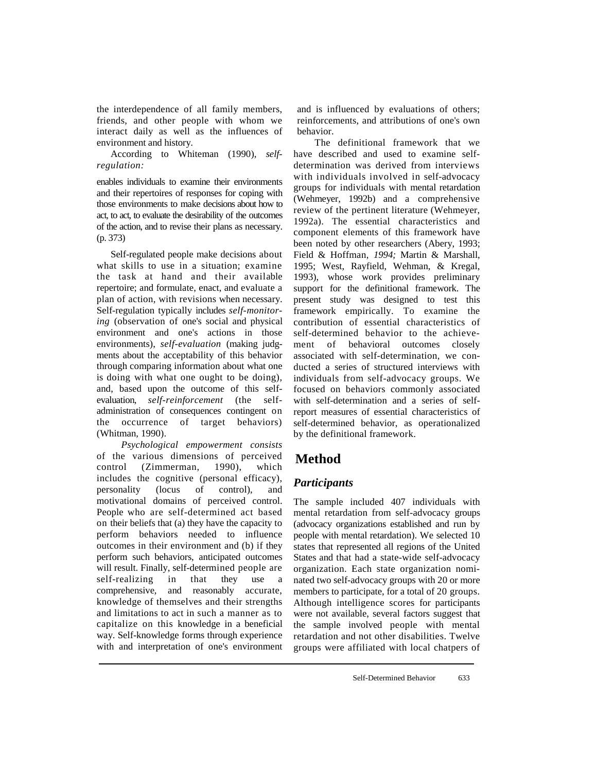the interdependence of all family members, friends, and other people with whom we interact daily as well as the influences of environment and history.

According to Whiteman (1990), *self-regulation:*

> enables individuals to examine their environments and their repertoires of responses for coping with those environments to make decisions about how to act, to act, to evaluate the desirability of the outcomes of the action, and to revise their plans as necessary. (p. 373)

Self-regulated people make decisions about what skills to use in a situation; examine the task at hand and their available repertoire; and formulate, enact, and evaluate a plan of action, with revisions when necessary. Self-regulation typically includes *self-monitoring* (observation of one's social and physical environment and one's actions in those environments), *self-evaluation* (making judgments about the acceptability of this behavior through comparing information about what one is doing with what one ought to be doing), and, based upon the outcome of this self-evaluation, *self-reinforcement* (the self-administration of consequences contingent on the occurrence of target behaviors) (Whitman, 1990).

*Psychological empowerment consists* of the various dimensions of perceived control (Zimmerman, 1990), which includes the cognitive (personal efficacy), personality (locus of control), and motivational domains of perceived control. People who are self-determined act based on their beliefs that (a) they have the capacity to perform behaviors needed to influence outcomes in their environment and (b) if they perform such behaviors, anticipated outcomes will result. Finally, self-determined people are self-realizing in that they use a comprehensive, and reasonably accurate, knowledge of themselves and their strengths and limitations to act in such a manner as to capitalize on this knowledge in a beneficial way. Self-knowledge forms through experience with and interpretation of one's environment and is influenced by evaluations of others; reinforcements, and attributions of one's own behavior.

The definitional framework that we have described and used to examine self-determination was derived from interviews with individuals involved in self-advocacy groups for individuals with mental retardation (Wehmeyer, 1992b) and a comprehensive review of the pertinent literature (Wehmeyer, 1992a). The essential characteristics and component elements of this framework have been noted by other researchers (Abery, 1993; Field & Hoffman, *1994;* Martin & Marshall, 1995; West, Rayfield, Wehman, & Kregal, 1993), whose work provides preliminary support for the definitional framework. The present study was designed to test this framework empirically. To examine the contribution of essential characteristics of self-determined behavior to the achievement of behavioral outcomes closely associated with self-determination, we conducted a series of structured interviews with individuals from self-advocacy groups. We focused on behaviors commonly associated with self-determination and a series of self-report measures of essential characteristics of self-determined behavior, as operationalized by the definitional framework.

## Method

### *Participants*

The sample included 407 individuals with mental retardation from self-advocacy groups (advocacy organizations established and run by people with mental retardation). We selected 10 states that represented all regions of the United States and that had a state-wide self-advocacy organization. Each state organization nominated two self-advocacy groups with 20 or more members to participate, for a total of 20 groups. Although intelligence scores for participants were not available, several factors suggest that the sample involved people with mental retardation and not other disabilities. Twelve groups were affiliated with local chatpers of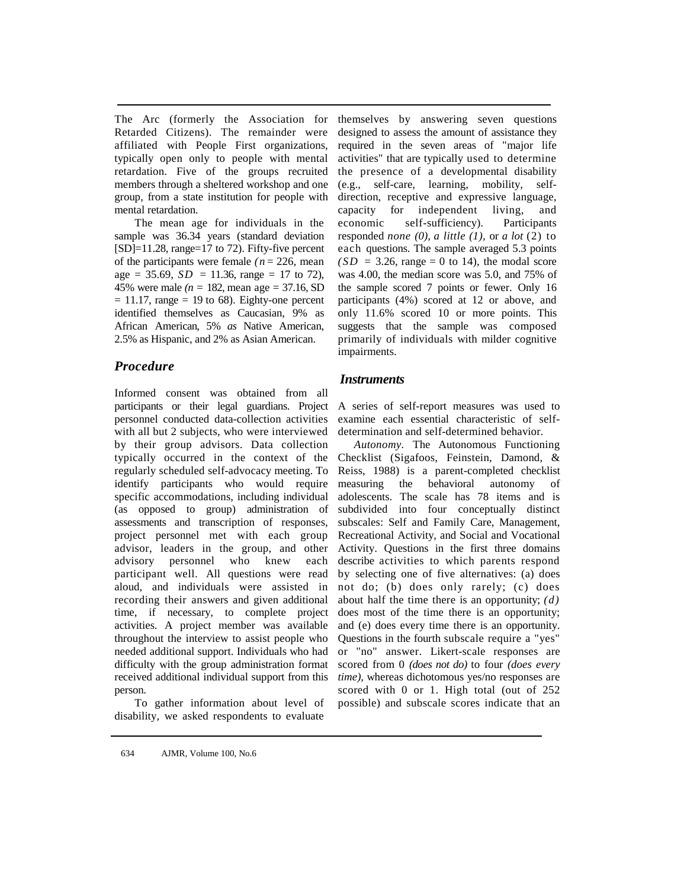The Arc (formerly the Association for Retarded Citizens). The remainder were affiliated with People First organizations, typically open only to people with mental retardation. Five of the groups recruited members through a sheltered workshop and one group, from a state institution for people with mental retardation.

The mean age for individuals in the sample was 36.34 years (standard deviation [SD]=11.28, range=17 to 72). Fifty-five percent of the participants were female ($n$ = 226, mean age = 35.69, $SD$ = 11.36, range = 17 to 72), 45% were male ($n$ = 182, mean age = 37.16, SD = 11.17, range = 19 to 68). Eighty-one percent identified themselves as Caucasian, 9% as African American, 5% *as* Native American, 2.5% as Hispanic, and 2% as Asian American.

## Procedure

Informed consent was obtained from all participants or their legal guardians. Project personnel conducted data-collection activities with all but 2 subjects, who were interviewed by their group advisors. Data collection typically occurred in the context of the regularly scheduled self-advocacy meeting. To identify participants who would require specific accommodations, including individual (as opposed to group) administration of assessments and transcription of responses, project personnel met with each group advisor, leaders in the group, and other advisory personnel who knew each participant well. All questions were read aloud, and individuals were assisted in recording their answers and given additional time, if necessary, to complete project activities. A project member was available throughout the interview to assist people who needed additional support. Individuals who had difficulty with the group administration format received additional individual support from this person.

To gather information about level of disability, we asked respondents to evaluate themselves by answering seven questions designed to assess the amount of assistance they required in the seven areas of "major life activities" that are typically used to determine the presence of a developmental disability (e.g., self-care, learning, mobility, self-direction, receptive and expressive language, capacity for independent living, and economic self-sufficiency). Participants responded *none (0), a little (1),* or *a lot* (2) to each questions. The sample averaged 5.3 points ($SD$ = 3.26, range = 0 to 14), the modal score was 4.00, the median score was 5.0, and 75% of the sample scored 7 points or fewer. Only 16 participants (4%) scored at 12 or above, and only 11.6% scored 10 or more points. This suggests that the sample was composed primarily of individuals with milder cognitive impairments.

## Instruments

A series of self-report measures was used to examine each essential characteristic of self-determination and self-determined behavior.

*Autonomy.* The Autonomous Functioning Checklist (Sigafoos, Feinstein, Damond, & Reiss, 1988) is a parent-completed checklist measuring the behavioral autonomy of adolescents. The scale has 78 items and is subdivided into four conceptually distinct subscales: Self and Family Care, Management, Recreational Activity, and Social and Vocational Activity. Questions in the first three domains describe activities to which parents respond by selecting one of five alternatives: (a) does not do; (b) does only rarely; (c) does about half the time there is an opportunity; *(d)* does most of the time there is an opportunity; and (e) does every time there is an opportunity. Questions in the fourth subscale require a "yes" or "no" answer. Likert-scale responses are scored from 0 *(does not do)* to four *(does every time),* whereas dichotomous yes/no responses are scored with 0 or 1. High total (out of 252 possible) and subscale scores indicate that an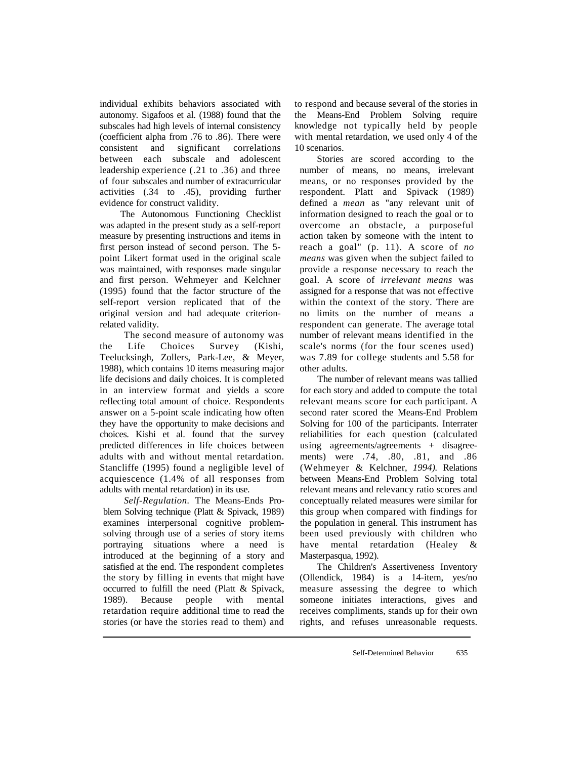individual exhibits behaviors associated with autonomy. Sigafoos et al. (1988) found that the subscales had high levels of internal consistency (coefficient alpha from .76 to .86). There were consistent and significant correlations between each subscale and adolescent leadership experience (.21 to .36) and three of four subscales and number of extracurricular activities (.34 to .45), providing further evidence for construct validity.

The Autonomous Functioning Checklist was adapted in the present study as a self-report measure by presenting instructions and items in first person instead of second person. The 5-point Likert format used in the original scale was maintained, with responses made singular and first person. Wehmeyer and Kelchner (1995) found that the factor structure of the self-report version replicated that of the original version and had adequate criterion-related validity.

The second measure of autonomy was the Life Choices Survey (Kishi, Teelucksingh, Zollers, Park-Lee, & Meyer, 1988), which contains 10 items measuring major life decisions and daily choices. It is completed in an interview format and yields a score reflecting total amount of choice. Respondents answer on a 5-point scale indicating how often they have the opportunity to make decisions and choices. Kishi et al. found that the survey predicted differences in life choices between adults with and without mental retardation. Stancliffe (1995) found a negligible level of acquiescence (1.4% of all responses from adults with mental retardation) in its use.

*Self-Regulation*. The Means-Ends Problem Solving technique (Platt & Spivack, 1989) examines interpersonal cognitive problem-solving through use of a series of story items portraying situations where a need is introduced at the beginning of a story and satisfied at the end. The respondent completes the story by filling in events that might have occurred to fulfill the need (Platt & Spivack, 1989). Because people with mental retardation require additional time to read the stories (or have the stories read to them) and to respond and because several of the stories in the Means-End Problem Solving require knowledge not typically held by people with mental retardation, we used only 4 of the 10 scenarios.

Stories are scored according to the number of means, no means, irrelevant means, or no responses provided by the respondent. Platt and Spivack (1989) defined a *mean* as "any relevant unit of information designed to reach the goal or to overcome an obstacle, a purposeful action taken by someone with the intent to reach a goal" (p. 11). A score of *no means* was given when the subject failed to provide a response necessary to reach the goal. A score of *irrelevant means* was assigned for a response that was not effective within the context of the story. There are no limits on the number of means a respondent can generate. The average total number of relevant means identified in the scale's norms (for the four scenes used) was 7.89 for college students and 5.58 for other adults.

The number of relevant means was tallied for each story and added to compute the total relevant means score for each participant. A second rater scored the Means-End Problem Solving for 100 of the participants. Interrater reliabilities for each question (calculated using agreements/agreements + disagreements) were .74, .80, .81, and .86 (Wehmeyer & Kelchner, *1994).* Relations between Means-End Problem Solving total relevant means and relevancy ratio scores and conceptually related measures were similar for this group when compared with findings for the population in general. This instrument has been used previously with children who have mental retardation (Healey & Masterpasqua, 1992).

The Children's Assertiveness Inventory (Ollendick, 1984) is a 14-item, yes/no measure assessing the degree to which someone initiates interactions, gives and receives compliments, stands up for their own rights, and refuses unreasonable requests.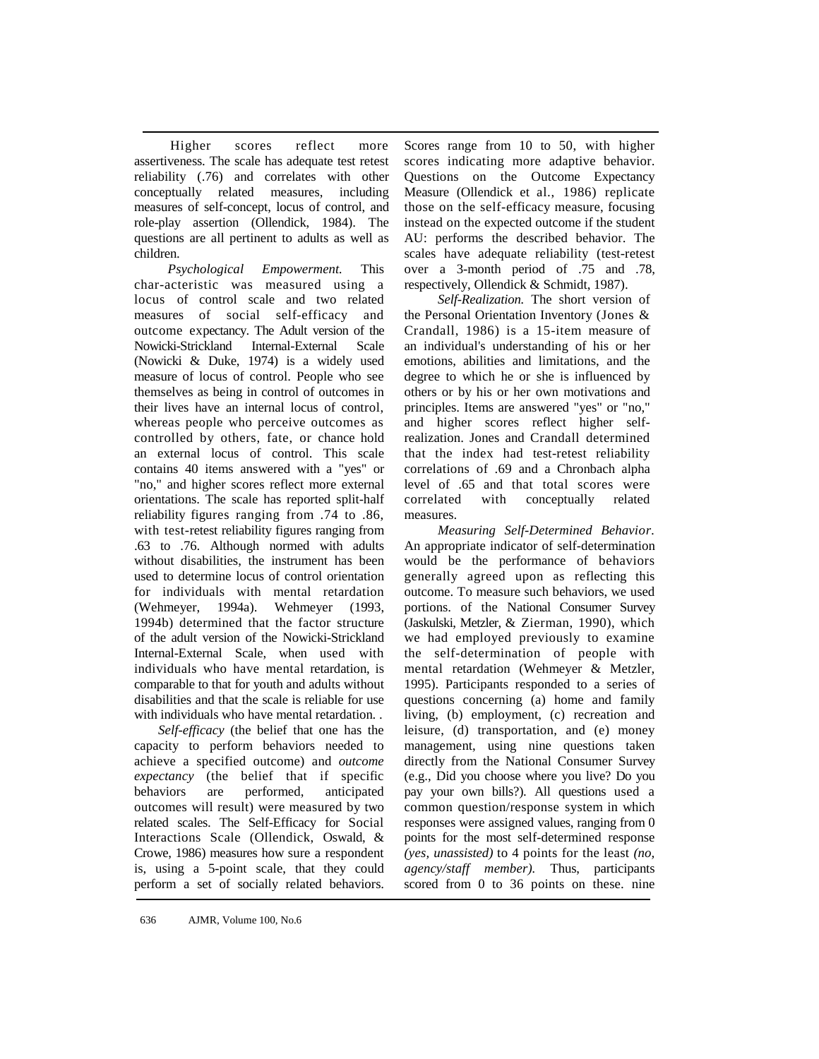Higher scores reflect more assertiveness. The scale has adequate test retest reliability (.76) and correlates with other conceptually related measures, including measures of self-concept, locus of control, and role-play assertion (Ollendick, 1984). The questions are all pertinent to adults as well as children.

*Psychological Empowerment.* This char-acteristic was measured using a locus of control scale and two related measures of social self-efficacy and outcome expectancy. The Adult version of the Nowicki-Strickland Internal-External Scale (Nowicki & Duke, 1974) is a widely used measure of locus of control. People who see themselves as being in control of outcomes in their lives have an internal locus of control, whereas people who perceive outcomes as controlled by others, fate, or chance hold an external locus of control. This scale contains 40 items answered with a "yes" or "no," and higher scores reflect more external orientations. The scale has reported split-half reliability figures ranging from .74 to .86, with test-retest reliability figures ranging from .63 to .76. Although normed with adults without disabilities, the instrument has been used to determine locus of control orientation for individuals with mental retardation (Wehmeyer, 1994a). Wehmeyer (1993, 1994b) determined that the factor structure of the adult version of the Nowicki-Strickland Internal-External Scale, when used with individuals who have mental retardation, is comparable to that for youth and adults without disabilities and that the scale is reliable for use with individuals who have mental retardation. .

*Self-efficacy* (the belief that one has the capacity to perform behaviors needed to achieve a specified outcome) and *outcome expectancy* (the belief that if specific behaviors are performed, anticipated outcomes will result) were measured by two related scales. The Self-Efficacy for Social Interactions Scale (Ollendick, Oswald, & Crowe, 1986) measures how sure a respondent is, using a 5-point scale, that they could perform a set of socially related behaviors. Scores range from 10 to 50, with higher scores indicating more adaptive behavior. Questions on the Outcome Expectancy Measure (Ollendick et al., 1986) replicate those on the self-efficacy measure, focusing instead on the expected outcome if the student AU: performs the described behavior. The scales have adequate reliability (test-retest over a 3-month period of .75 and .78, respectively, Ollendick & Schmidt, 1987).

*Self-Realization.* The short version of the Personal Orientation Inventory (Jones & Crandall, 1986) is a 15-item measure of an individual's understanding of his or her emotions, abilities and limitations, and the degree to which he or she is influenced by others or by his or her own motivations and principles. Items are answered "yes" or "no," and higher scores reflect higher self-realization. Jones and Crandall determined that the index had test-retest reliability correlations of .69 and a Chronbach alpha level of .65 and that total scores were correlated with conceptually related measures.

*Measuring Self-Determined Behavior.* An appropriate indicator of self-determination would be the performance of behaviors generally agreed upon as reflecting this outcome. To measure such behaviors, we used portions. of the National Consumer Survey (Jaskulski, Metzler, & Zierman, 1990), which we had employed previously to examine the self-determination of people with mental retardation (Wehmeyer & Metzler, 1995). Participants responded to a series of questions concerning (a) home and family living, (b) employment, (c) recreation and leisure, (d) transportation, and (e) money management, using nine questions taken directly from the National Consumer Survey (e.g., Did you choose where you live? Do you pay your own bills?). All questions used a common question/response system in which responses were assigned values, ranging from 0 points for the most self-determined response *(yes, unassisted)* to 4 points for the least *(no, agency/staff member).* Thus, participants scored from 0 to 36 points on these. nine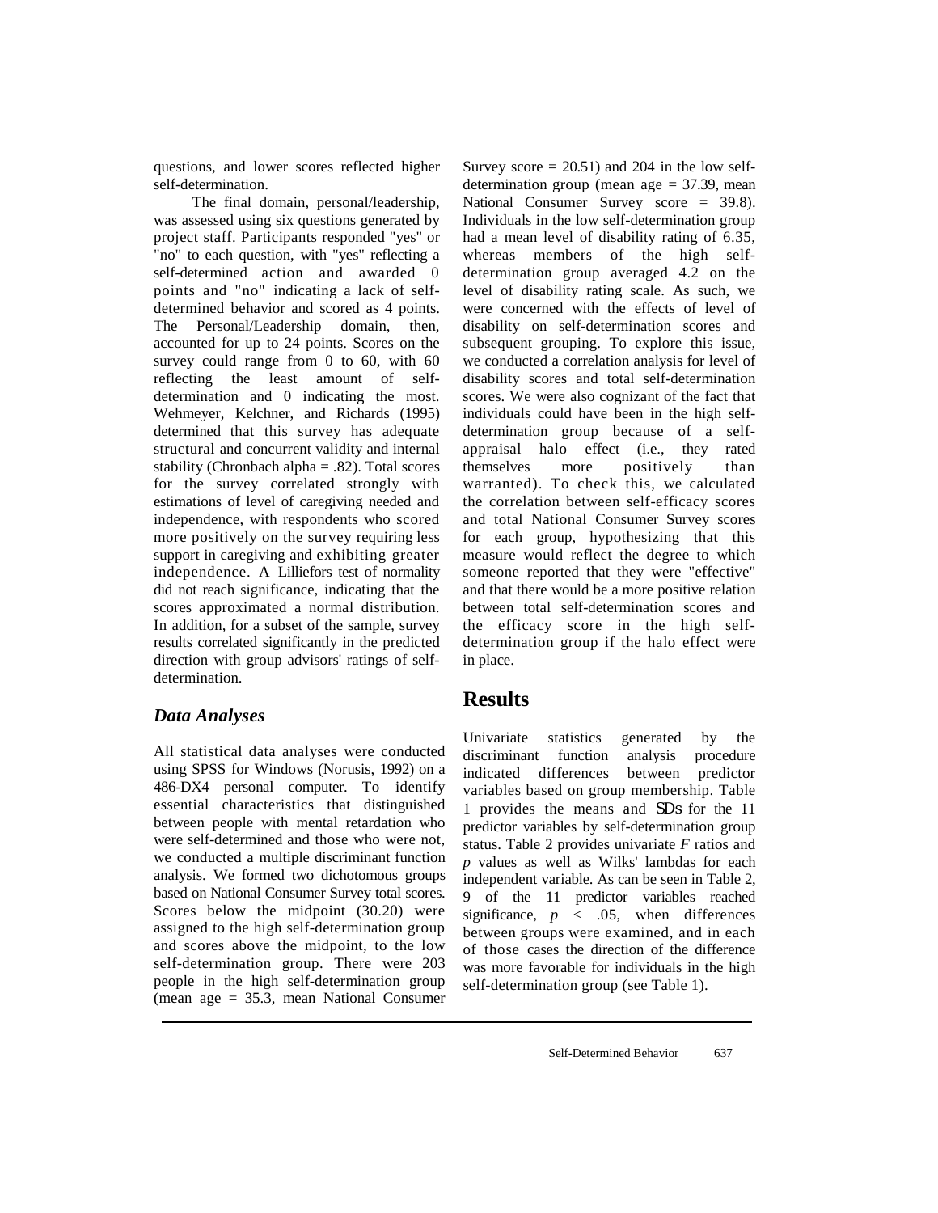questions, and lower scores reflected higher self-determination.

The final domain, personal/leadership, was assessed using six questions generated by project staff. Participants responded "yes" or "no" to each question, with "yes" reflecting a self-determined action and awarded 0 points and "no" indicating a lack of self-determined behavior and scored as 4 points. The Personal/Leadership domain, then, accounted for up to 24 points. Scores on the survey could range from 0 to 60, with 60 reflecting the least amount of self-determination and 0 indicating the most. Wehmeyer, Kelchner, and Richards (1995) determined that this survey has adequate structural and concurrent validity and internal stability (Chronbach alpha = .82). Total scores for the survey correlated strongly with estimations of level of caregiving needed and independence, with respondents who scored more positively on the survey requiring less support in caregiving and exhibiting greater independence. A Lilliefors test of normality did not reach significance, indicating that the scores approximated a normal distribution. In addition, for a subset of the sample, survey results correlated significantly in the predicted direction with group advisors' ratings of self-determination.

### *Data Analyses*

All statistical data analyses were conducted using SPSS for Windows (Norusis, 1992) on a 486-DX4 personal computer. To identify essential characteristics that distinguished between people with mental retardation who were self-determined and those who were not, we conducted a multiple discriminant function analysis. We formed two dichotomous groups based on National Consumer Survey total scores. Scores below the midpoint (30.20) were assigned to the high self-determination group and scores above the midpoint, to the low self-determination group. There were 203 people in the high self-determination group (mean age = 35.3, mean National Consumer Survey score = 20.51) and 204 in the low self-determination group (mean age = 37.39, mean National Consumer Survey score = 39.8). Individuals in the low self-determination group had a mean level of disability rating of 6.35, whereas members of the high self-determination group averaged 4.2 on the level of disability rating scale. As such, we were concerned with the effects of level of disability on self-determination scores and subsequent grouping. To explore this issue, we conducted a correlation analysis for level of disability scores and total self-determination scores. We were also cognizant of the fact that individuals could have been in the high self-determination group because of a self-appraisal halo effect (i.e., they rated themselves more positively than warranted). To check this, we calculated the correlation between self-efficacy scores and total National Consumer Survey scores for each group, hypothesizing that this measure would reflect the degree to which someone reported that they were "effective" and that there would be a more positive relation between total self-determination scores and the efficacy score in the high self-determination group if the halo effect were in place.

## Results

Univariate statistics generated by the discriminant function analysis procedure indicated differences between predictor variables based on group membership. Table 1 provides the means and SDs for the 11 predictor variables by self-determination group status. Table 2 provides univariate $F$ ratios and $p$ values as well as Wilks' lambdas for each independent variable. As can be seen in Table 2, 9 of the 11 predictor variables reached significance, $p < .05$, when differences between groups were examined, and in each of those cases the direction of the difference was more favorable for individuals in the high self-determination group (see Table 1).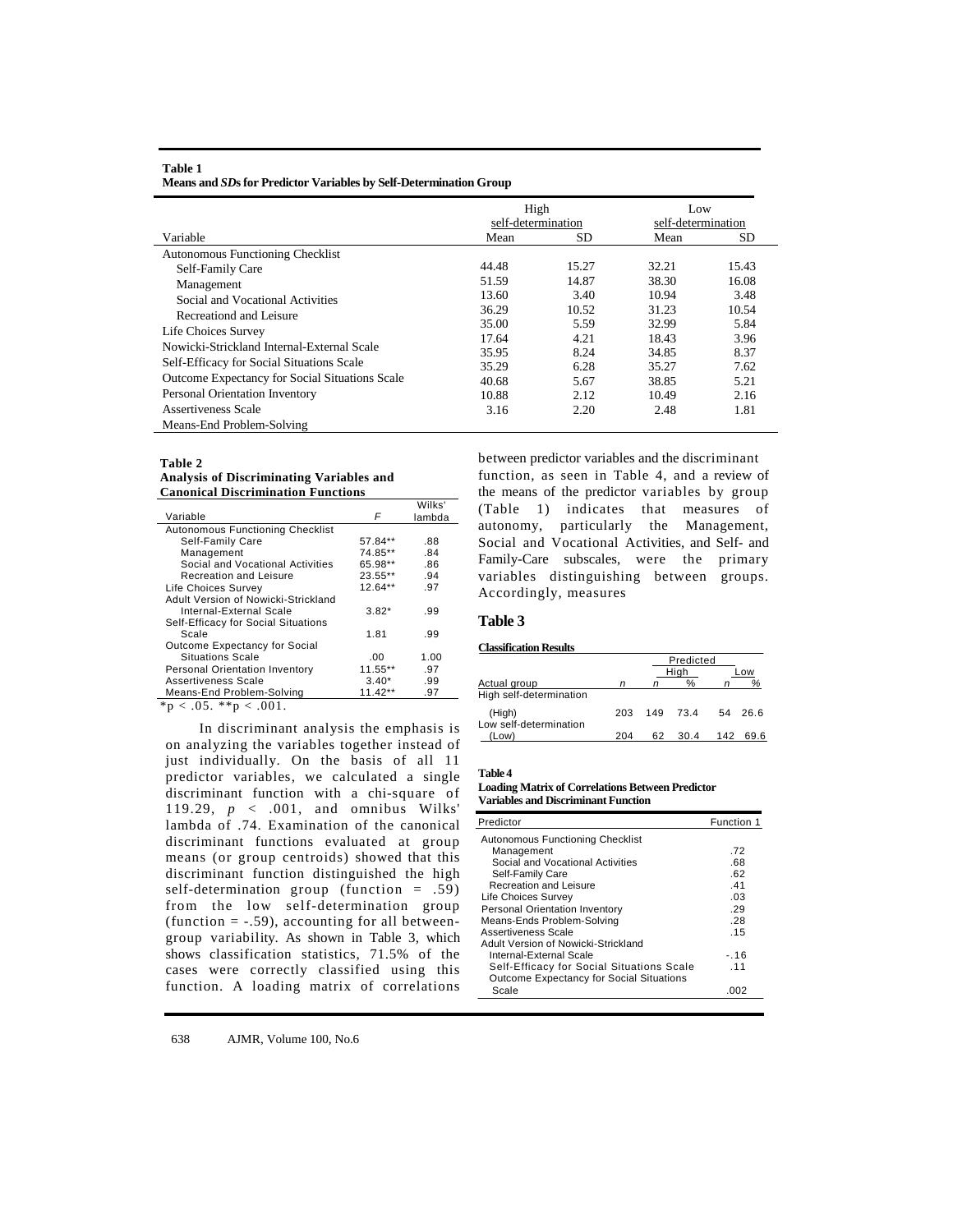**Table 1**
**Means and *SD*s for Predictor Variables by Self-Determination Group**

| | High self-determination | | Low self-determination | |
|---|---|---|---|---|
| Variable | Mean | SD | Mean | SD |
| Autonomous Functioning Checklist | | | | |
| Self-Family Care | 44.48 | 15.27 | 32.21 | 15.43 |
| Management | 51.59 | 14.87 | 38.30 | 16.08 |
| Social and Vocational Activities | 13.60 | 3.40 | 10.94 | 3.48 |
| Recreationd and Leisure | 36.29 | 10.52 | 31.23 | 10.54 |
| Life Choices Survey | 35.00 | 5.59 | 32.99 | 5.84 |
| Nowicki-Strickland Internal-External Scale | 17.64 | 4.21 | 18.43 | 3.96 |
| Self-Efficacy for Social Situations Scale | 35.95 | 8.24 | 34.85 | 8.37 |
| Outcome Expectancy for Social Situations Scale | 35.29 | 6.28 | 35.27 | 7.62 |
| Personal Orientation Inventory | 40.68 | 5.67 | 38.85 | 5.21 |
| Assertiveness Scale | 10.88 | 2.12 | 10.49 | 2.16 |
| Means-End Problem-Solving | 3.16 | 2.20 | 2.48 | 1.81 |

**Table 2**
**Analysis of Discriminating Variables and Canonical Discrimination Functions**

| Variable | *F* | Wilks' lambda |
|---|---|---|
| Autonomous Functioning Checklist | | |
| Self-Family Care | 57.84** | .88 |
| Management | 74.85** | .84 |
| Social and Vocational Activities | 65.98** | .86 |
| Recreation and Leisure | 23.55** | .94 |
| Life Choices Survey | 12.64** | .97 |
| Adult Version of Nowicki-Strickland Internal-External Scale | 3.82* | .99 |
| Self-Efficacy for Social Situations Scale | 1.81 | .99 |
| Outcome Expectancy for Social Situations Scale | .00 | 1.00 |
| Personal Orientation Inventory | 11.55** | .97 |
| Assertiveness Scale | 3.40* | .99 |
| Means-End Problem-Solving | 11.42** | .97 |

*p < .05. **p < .001.

In discriminant analysis the emphasis is on analyzing the variables together instead of just individually. On the basis of all 11 predictor variables, we calculated a single discriminant function with a chi-square of 119.29, $p < .001$, and omnibus Wilks' lambda of .74. Examination of the canonical discriminant functions evaluated at group means (or group centroids) showed that this discriminant function distinguished the high self-determination group (function = .59) from the low self-determination group (function = -.59), accounting for all between-group variability. As shown in Table 3, which shows classification statistics, 71.5% of the cases were correctly classified using this function. A loading matrix of correlations between predictor variables and the discriminant function, as seen in Table 4, and a review of the means of the predictor variables by group (Table 1) indicates that measures of autonomy, particularly the Management, Social and Vocational Activities, and Self- and Family-Care subscales, were the primary variables distinguishing between groups. Accordingly, measures

**Table 3**
**Classification Results**

| | | Predicted | | | |
|---|---|---|---|---|---|
| | | High | | Low | |
| Actual group | *n* | *n* | % | *n* | % |
| High self-determination (High) | 203 | 149 | 73.4 | 54 | 26.6 |
| Low self-determination (Low) | 204 | 62 | 30.4 | 142 | 69.6 |

**Table 4**
**Loading Matrix of Correlations Between Predictor Variables and Discriminant Function**

| Predictor | Function 1 |
|---|---|
| Autonomous Functioning Checklist | |
| Management | .72 |
| Social and Vocational Activities | .68 |
| Self-Family Care | .62 |
| Recreation and Leisure | .41 |
| Life Choices Survey | .03 |
| Personal Orientation Inventory | .29 |
| Means-Ends Problem-Solving | .28 |
| Assertiveness Scale | .15 |
| Adult Version of Nowicki-Strickland Internal-External Scale | -.16 |
| Self-Efficacy for Social Situations Scale | .11 |
| Outcome Expectancy for Social Situations Scale | .002 |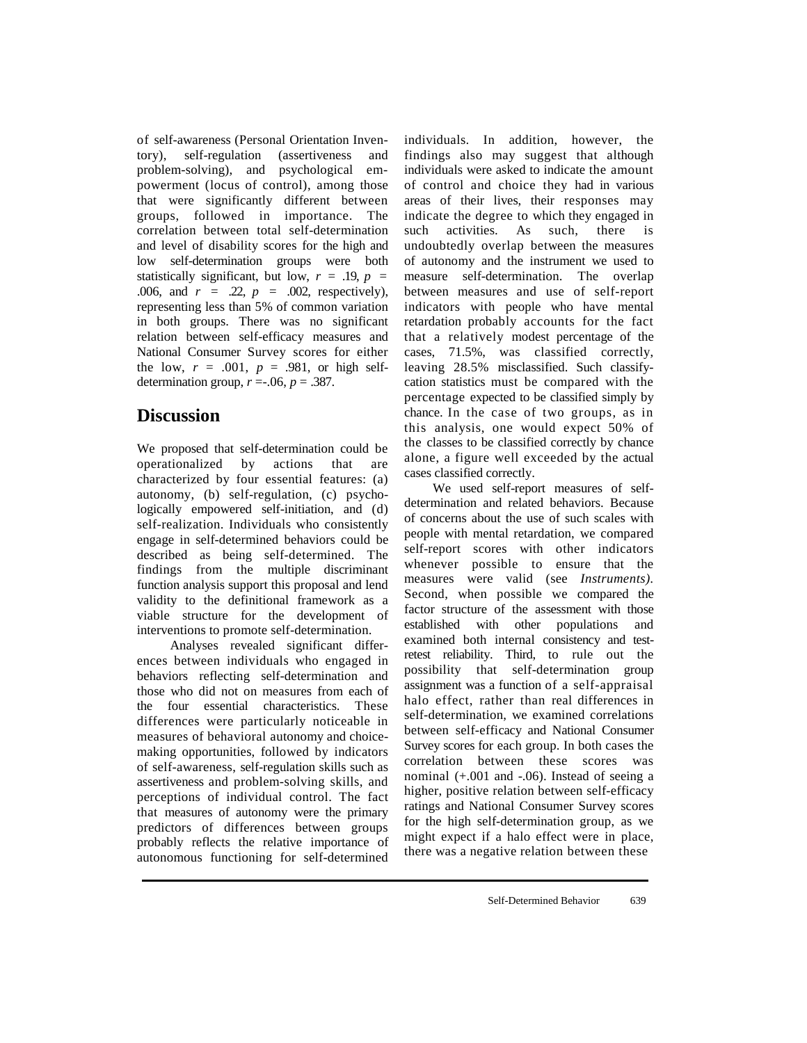of self-awareness (Personal Orientation Inventory), self-regulation (assertiveness and problem-solving), and psychological empowerment (locus of control), among those that were significantly different between groups, followed in importance. The correlation between total self-determination and level of disability scores for the high and low self-determination groups were both statistically significant, but low, $r = .19$, $p = .006$, and $r = .22$, $p = .002$, respectively), representing less than 5% of common variation in both groups. There was no significant relation between self-efficacy measures and National Consumer Survey scores for either the low, $r = .001$, $p = .981$, or high self-determination group, $r = -.06$, $p = .387$.

## Discussion

We proposed that self-determination could be operationalized by actions that are characterized by four essential features: (a) autonomy, (b) self-regulation, (c) psychologically empowered self-initiation, and (d) self-realization. Individuals who consistently engage in self-determined behaviors could be described as being self-determined. The findings from the multiple discriminant function analysis support this proposal and lend validity to the definitional framework as a viable structure for the development of interventions to promote self-determination.

Analyses revealed significant differences between individuals who engaged in behaviors reflecting self-determination and those who did not on measures from each of the four essential characteristics. These differences were particularly noticeable in measures of behavioral autonomy and choice-making opportunities, followed by indicators of self-awareness, self-regulation skills such as assertiveness and problem-solving skills, and perceptions of individual control. The fact that measures of autonomy were the primary predictors of differences between groups probably reflects the relative importance of autonomous functioning for self-determined individuals. In addition, however, the findings also may suggest that although individuals were asked to indicate the amount of control and choice they had in various areas of their lives, their responses may indicate the degree to which they engaged in such activities. As such, there is undoubtedly overlap between the measures of autonomy and the instrument we used to measure self-determination. The overlap between measures and use of self-report indicators with people who have mental retardation probably accounts for the fact that a relatively modest percentage of the cases, 71.5%, was classified correctly, leaving 28.5% misclassified. Such classify-cation statistics must be compared with the percentage expected to be classified simply by chance. In the case of two groups, as in this analysis, one would expect 50% of the classes to be classified correctly by chance alone, a figure well exceeded by the actual cases classified correctly.

We used self-report measures of self-determination and related behaviors. Because of concerns about the use of such scales with people with mental retardation, we compared self-report scores with other indicators whenever possible to ensure that the measures were valid (see *Instruments)*. Second, when possible we compared the factor structure of the assessment with those established with other populations and examined both internal consistency and test-retest reliability. Third, to rule out the possibility that self-determination group assignment was a function of a self-appraisal halo effect, rather than real differences in self-determination, we examined correlations between self-efficacy and National Consumer Survey scores for each group. In both cases the correlation between these scores was nominal (+.001 and -.06). Instead of seeing a higher, positive relation between self-efficacy ratings and National Consumer Survey scores for the high self-determination group, as we might expect if a halo effect were in place, there was a negative relation between these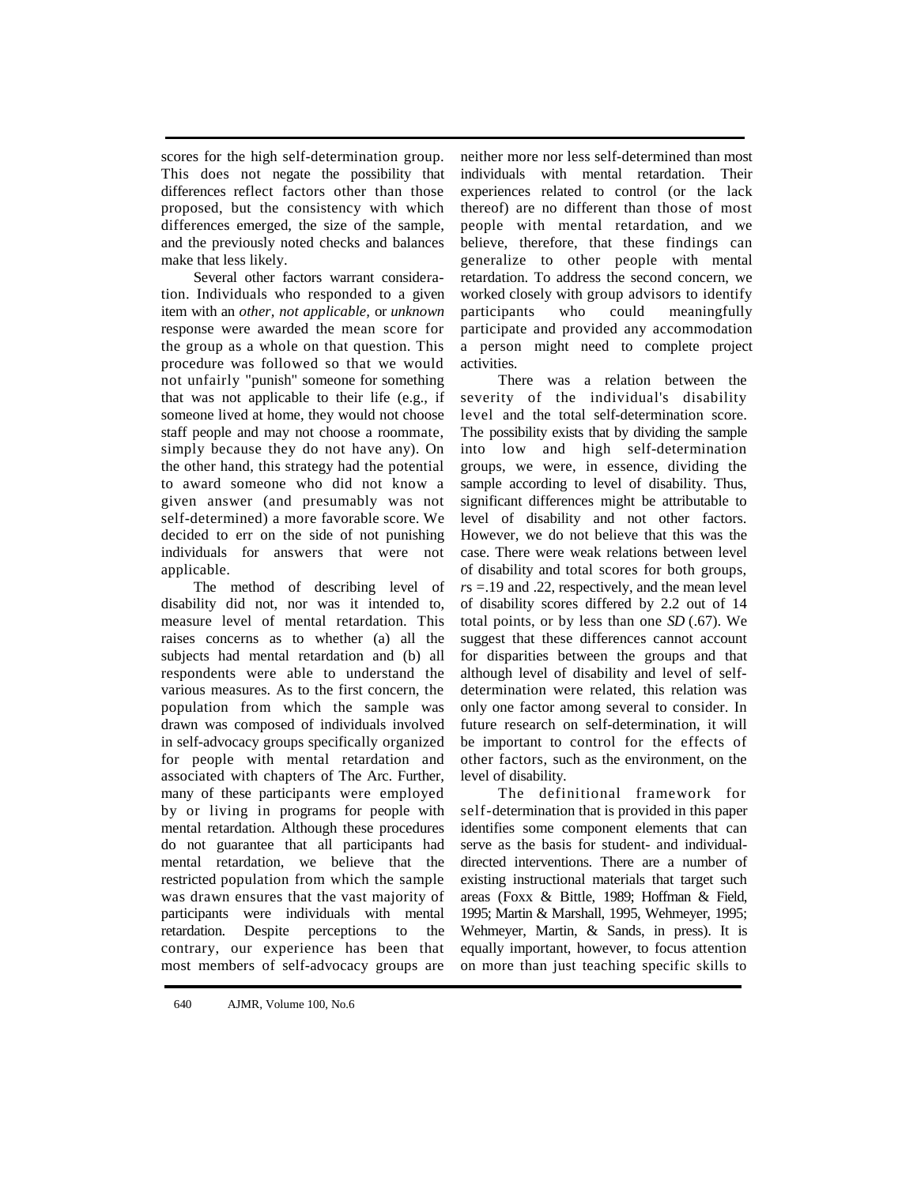scores for the high self-determination group. This does not negate the possibility that differences reflect factors other than those proposed, but the consistency with which differences emerged, the size of the sample, and the previously noted checks and balances make that less likely.

Several other factors warrant consideration. Individuals who responded to a given item with an *other, not applicable,* or *unknown* response were awarded the mean score for the group as a whole on that question. This procedure was followed so that we would not unfairly "punish" someone for something that was not applicable to their life (e.g., if someone lived at home, they would not choose staff people and may not choose a roommate, simply because they do not have any). On the other hand, this strategy had the potential to award someone who did not know a given answer (and presumably was not self-determined) a more favorable score. We decided to err on the side of not punishing individuals for answers that were not applicable.

The method of describing level of disability did not, nor was it intended to, measure level of mental retardation. This raises concerns as to whether (a) all the subjects had mental retardation and (b) all respondents were able to understand the various measures. As to the first concern, the population from which the sample was drawn was composed of individuals involved in self-advocacy groups specifically organized for people with mental retardation and associated with chapters of The Arc. Further, many of these participants were employed by or living in programs for people with mental retardation. Although these procedures do not guarantee that all participants had mental retardation, we believe that the restricted population from which the sample was drawn ensures that the vast majority of participants were individuals with mental retardation. Despite perceptions to the contrary, our experience has been that most members of self-advocacy groups are neither more nor less self-determined than most individuals with mental retardation. Their experiences related to control (or the lack thereof) are no different than those of most people with mental retardation, and we believe, therefore, that these findings can generalize to other people with mental retardation. To address the second concern, we worked closely with group advisors to identify participants who could meaningfully participate and provided any accommodation a person might need to complete project activities.

There was a relation between the severity of the individual's disability level and the total self-determination score. The possibility exists that by dividing the sample into low and high self-determination groups, we were, in essence, dividing the sample according to level of disability. Thus, significant differences might be attributable to level of disability and not other factors. However, we do not believe that this was the case. There were weak relations between level of disability and total scores for both groups, *r*s =.19 and .22, respectively, and the mean level of disability scores differed by 2.2 out of 14 total points, or by less than one *SD* (.67). We suggest that these differences cannot account for disparities between the groups and that although level of disability and level of self-determination were related, this relation was only one factor among several to consider. In future research on self-determination, it will be important to control for the effects of other factors, such as the environment, on the level of disability.

The definitional framework for self-determination that is provided in this paper identifies some component elements that can serve as the basis for student- and individual-directed interventions. There are a number of existing instructional materials that target such areas (Foxx & Bittle, 1989; Hoffman & Field, 1995; Martin & Marshall, 1995, Wehmeyer, 1995; Wehmeyer, Martin, & Sands, in press). It is equally important, however, to focus attention on more than just teaching specific skills to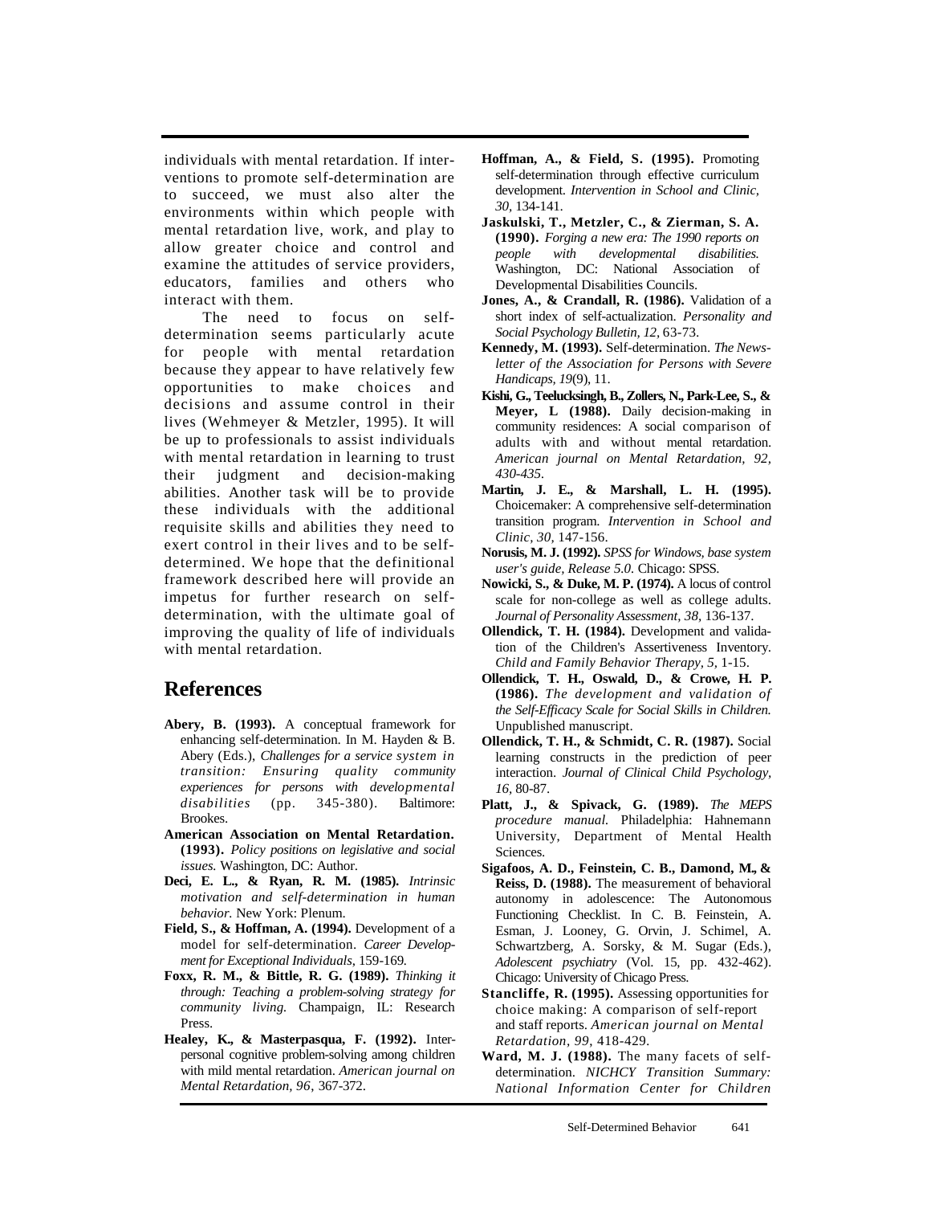individuals with mental retardation. If interventions to promote self-determination are to succeed, we must also alter the environments within which people with mental retardation live, work, and play to allow greater choice and control and examine the attitudes of service providers, educators, families and others who interact with them.

The need to focus on self-determination seems particularly acute for people with mental retardation because they appear to have relatively few opportunities to make choices and decisions and assume control in their lives (Wehmeyer & Metzler, 1995). It will be up to professionals to assist individuals with mental retardation in learning to trust their judgment and decision-making abilities. Another task will be to provide these individuals with the additional requisite skills and abilities they need to exert control in their lives and to be self-determined. We hope that the definitional framework described here will provide an impetus for further research on self-determination, with the ultimate goal of improving the quality of life of individuals with mental retardation.

## References

**Abery, B. (1993).** A conceptual framework for enhancing self-determination. In M. Hayden & B. Abery (Eds.), *Challenges for a service system in transition: Ensuring quality community experiences for persons with developmental disabilities* (pp. 345-380). Baltimore: Brookes.

**American Association on Mental Retardation. (1993).** *Policy positions on legislative and social issues.* Washington, DC: Author.

**Deci, E. L., & Ryan, R. M. (1985).** *Intrinsic motivation and self-determination in human behavior.* New York: Plenum.

**Field, S., & Hoffman, A. (1994).** Development of a model for self-determination. *Career Development for Exceptional Individuals,* 159-169.

**Foxx, R. M., & Bittle, R. G. (1989).** *Thinking it through: Teaching a problem-solving strategy for community living.* Champaign, IL: Research Press.

**Healey, K., & Masterpasqua, F. (1992).** Interpersonal cognitive problem-solving among children with mild mental retardation. *American journal on Mental Retardation, 96,* 367-372.

**Hoffman, A., & Field, S. (1995).** Promoting self-determination through effective curriculum development. *Intervention in School and Clinic, 30,* 134-141.

**Jaskulski, T., Metzler, C., & Zierman, S. A. (1990).** *Forging a new era: The 1990 reports on people with developmental disabilities.* Washington, DC: National Association of Developmental Disabilities Councils.

**Jones, A., & Crandall, R. (1986).** Validation of a short index of self-actualization. *Personality and Social Psychology Bulletin, 12,* 63-73.

**Kennedy, M. (1993).** Self-determination. *The Newsletter of the Association for Persons with Severe Handicaps, 19*(9), 11.

**Kishi, G., Teelucksingh, B., Zollers, N., Park-Lee, S., & Meyer, L (1988).** Daily decision-making in community residences: A social comparison of adults with and without mental retardation. *American journal on Mental Retardation, 92, 430-435.*

**Martin, J. E., & Marshall, L. H. (1995).** Choicemaker: A comprehensive self-determination transition program. *Intervention in School and Clinic, 30,* 147-156.

**Norusis, M. J. (1992).** *SPSS for Windows, base system user's guide, Release 5.0.* Chicago: SPSS.

**Nowicki, S., & Duke, M. P. (1974).** A locus of control scale for non-college as well as college adults. *Journal of Personality Assessment, 38,* 136-137.

**Ollendick, T. H. (1984).** Development and validation of the Children's Assertiveness Inventory. *Child and Family Behavior Therapy, 5,* 1-15.

**Ollendick, T. H., Oswald, D., & Crowe, H. P. (1986).** *The development and validation of the Self-Efficacy Scale for Social Skills in Children.* Unpublished manuscript.

**Ollendick, T. H., & Schmidt, C. R. (1987).** Social learning constructs in the prediction of peer interaction. *Journal of Clinical Child Psychology, 16,* 80-87.

**Platt, J., & Spivack, G. (1989).** *The MEPS procedure manual.* Philadelphia: Hahnemann University, Department of Mental Health Sciences.

**Sigafoos, A. D., Feinstein, C. B., Damond, M., & Reiss, D. (1988).** The measurement of behavioral autonomy in adolescence: The Autonomous Functioning Checklist. In C. B. Feinstein, A. Esman, J. Looney, G. Orvin, J. Schimel, A. Schwartzberg, A. Sorsky, & M. Sugar (Eds.), *Adolescent psychiatry* (Vol. 15, pp. 432-462). Chicago: University of Chicago Press.

**Stancliffe, R. (1995).** Assessing opportunities for choice making: A comparison of self-report and staff reports. *American journal on Mental Retardation, 99,* 418-429.

**Ward, M. J. (1988).** The many facets of self-determination. *NICHCY Transition Summary: National Information Center for Children*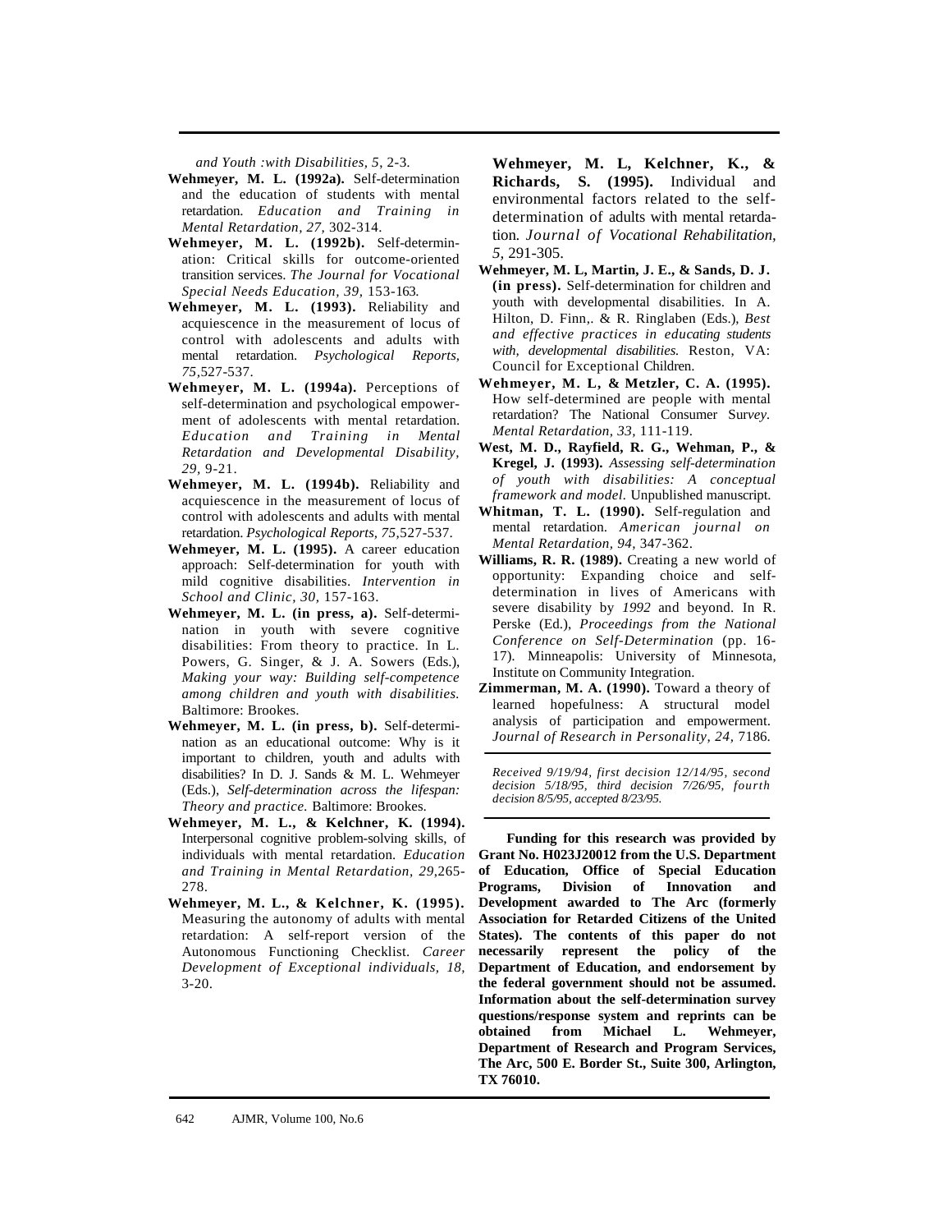*and Youth :with Disabilities, 5,* 2-3.

**Wehmeyer, M. L. (1992a).** Self-determination and the education of students with mental retardation. *Education and Training in Mental Retardation, 27,* 302-314.

**Wehmeyer, M. L. (1992b).** Self-determination: Critical skills for outcome-oriented transition services. *The Journal for Vocational Special Needs Education, 39,* 153-163.

**Wehmeyer, M. L. (1993).** Reliability and acquiescence in the measurement of locus of control with adolescents and adults with mental retardation. *Psychological Reports, 75,*527-537.

**Wehmeyer, M. L. (1994a).** Perceptions of self-determination and psychological empowerment of adolescents with mental retardation. *Education and Training in Mental Retardation and Developmental Disability, 29,* 9-21.

**Wehmeyer, M. L. (1994b).** Reliability and acquiescence in the measurement of locus of control with adolescents and adults with mental retardation. *Psychological Reports, 75,*527-537.

**Wehmeyer, M. L. (1995).** A career education approach: Self-determination for youth with mild cognitive disabilities. *Intervention in School and Clinic, 30,* 157-163.

**Wehmeyer, M. L. (in press, a).** Self-determination in youth with severe cognitive disabilities: From theory to practice. In L. Powers, G. Singer, & J. A. Sowers (Eds.), *Making your way: Building self-competence among children and youth with disabilities.* Baltimore: Brookes.

**Wehmeyer, M. L. (in press, b).** Self-determination as an educational outcome: Why is it important to children, youth and adults with disabilities? In D. J. Sands & M. L. Wehmeyer (Eds.), *Self-determination across the lifespan: Theory and practice.* Baltimore: Brookes.

**Wehmeyer, M. L., & Kelchner, K. (1994).** Interpersonal cognitive problem-solving skills, of individuals with mental retardation. *Education and Training in Mental Retardation, 29,*265-278.

**Wehmeyer, M. L., & Kelchner, K. (1995).** Measuring the autonomy of adults with mental retardation: A self-report version of the Autonomous Functioning Checklist. *Career Development of Exceptional individuals, 18,* 3-20.

**Wehmeyer, M. L, Kelchner, K., & Richards, S. (1995).** Individual and environmental factors related to the self-determination of adults with mental retardation. *Journal of Vocational Rehabilitation, 5,* 291-305.

**Wehmeyer, M. L, Martin, J. E., & Sands, D. J. (in press).** Self-determination for children and youth with developmental disabilities. In A. Hilton, D. Finn,. & R. Ringlaben (Eds.), *Best and effective practices in educating students with, developmental disabilities.* Reston, VA: Council for Exceptional Children.

**Wehmeyer, M. L, & Metzler, C. A. (1995).** How self-determined are people with mental retardation? The National Consumer Survey. *Mental Retardation, 33,* 111-119.

**West, M. D., Rayfield, R. G., Wehman, P., & Kregel, J. (1993).** *Assessing self-determination of youth with disabilities: A conceptual framework and model.* Unpublished manuscript.

**Whitman, T. L. (1990).** Self-regulation and mental retardation. *American journal on Mental Retardation, 94,* 347-362.

**Williams, R. R. (1989).** Creating a new world of opportunity: Expanding choice and self-determination in lives of Americans with severe disability by *1992* and beyond. In R. Perske (Ed.), *Proceedings from the National Conference on Self-Determination* (pp. 16-17). Minneapolis: University of Minnesota, Institute on Community Integration.

**Zimmerman, M. A. (1990).** Toward a theory of learned hopefulness: A structural model analysis of participation and empowerment. *Journal of Research in Personality, 24,* 7186.

*Received 9/19/94, first decision 12/14/95, second decision 5/18/95, third decision 7/26/95, fourth decision 8/5/95, accepted 8/23/95.*

**Funding for this research was provided by Grant No. H023J20012 from the U.S. Department of Education, Office of Special Education Programs, Division of Innovation and Development awarded to The Arc (formerly Association for Retarded Citizens of the United States). The contents of this paper do not necessarily represent the policy of the Department of Education, and endorsement by the federal government should not be assumed. Information about the self-determination survey questions/response system and reprints can be obtained from Michael L. Wehmeyer, Department of Research and Program Services, The Arc, 500 E. Border St., Suite 300, Arlington, TX 76010.**